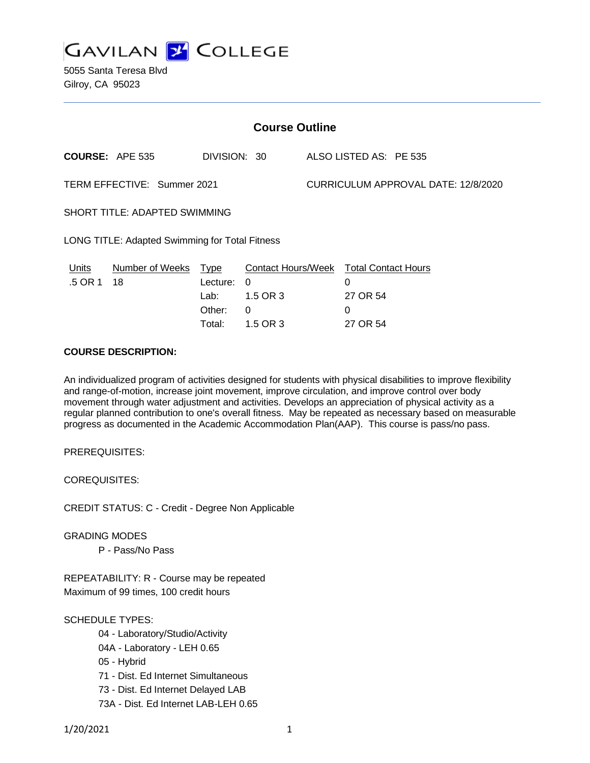GAVILAN COLLEGE

5055 Santa Teresa Blvd
Gilroy, CA 95023

## Course Outline

**COURSE:** APE 535 DIVISION: 30 ALSO LISTED AS: PE 535

TERM EFFECTIVE: Summer 2021 CURRICULUM APPROVAL DATE: 12/8/2020

SHORT TITLE: ADAPTED SWIMMING

LONG TITLE: Adapted Swimming for Total Fitness

| Units | Number of Weeks | Type | Contact Hours/Week | Total Contact Hours |
|---|---|---|---|---|
| .5 OR 1 | 18 | Lecture: | 0 | 0 |
| | | Lab: | 1.5 OR 3 | 27 OR 54 |
| | | Other: | 0 | 0 |
| | | Total: | 1.5 OR 3 | 27 OR 54 |

**COURSE DESCRIPTION:**

An individualized program of activities designed for students with physical disabilities to improve flexibility and range-of-motion, increase joint movement, improve circulation, and improve control over body movement through water adjustment and activities. Develops an appreciation of physical activity as a regular planned contribution to one's overall fitness. May be repeated as necessary based on measurable progress as documented in the Academic Accommodation Plan(AAP). This course is pass/no pass.

PREREQUISITES:

COREQUISITES:

CREDIT STATUS: C - Credit - Degree Non Applicable

GRADING MODES

P - Pass/No Pass

REPEATABILITY: R - Course may be repeated
Maximum of 99 times, 100 credit hours

SCHEDULE TYPES:

- 04 - Laboratory/Studio/Activity
- 04A - Laboratory - LEH 0.65
- 05 - Hybrid
- 71 - Dist. Ed Internet Simultaneous
- 73 - Dist. Ed Internet Delayed LAB
- 73A - Dist. Ed Internet LAB-LEH 0.65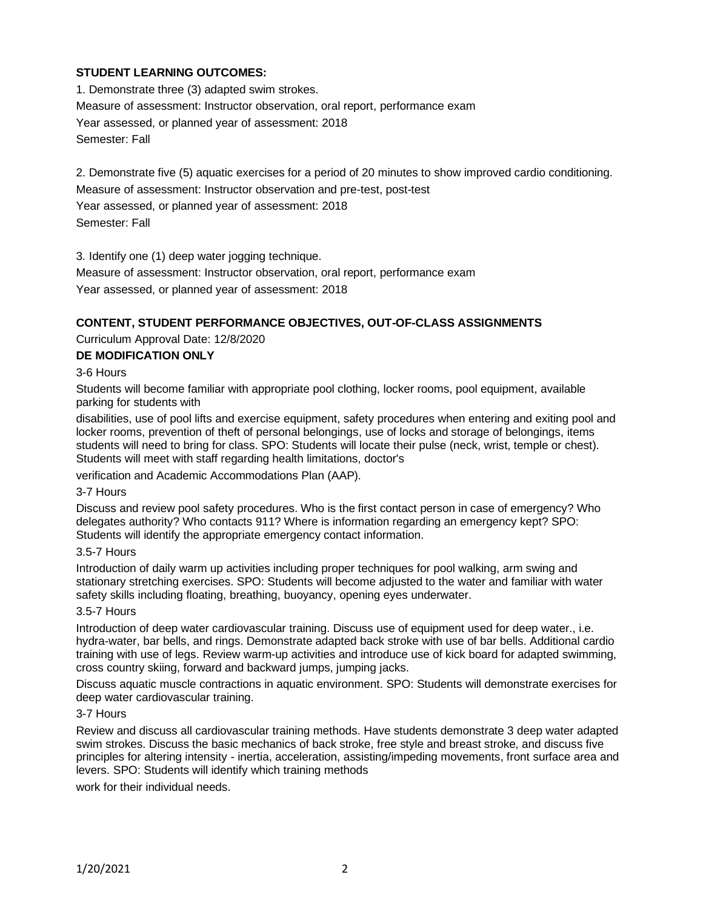**STUDENT LEARNING OUTCOMES:**

1. Demonstrate three (3) adapted swim strokes.
Measure of assessment: Instructor observation, oral report, performance exam
Year assessed, or planned year of assessment: 2018
Semester: Fall

2. Demonstrate five (5) aquatic exercises for a period of 20 minutes to show improved cardio conditioning.
Measure of assessment: Instructor observation and pre-test, post-test
Year assessed, or planned year of assessment: 2018
Semester: Fall

3. Identify one (1) deep water jogging technique.
Measure of assessment: Instructor observation, oral report, performance exam
Year assessed, or planned year of assessment: 2018

**CONTENT, STUDENT PERFORMANCE OBJECTIVES, OUT-OF-CLASS ASSIGNMENTS**

Curriculum Approval Date: 12/8/2020

**DE MODIFICATION ONLY**

3-6 Hours

Students will become familiar with appropriate pool clothing, locker rooms, pool equipment, available parking for students with disabilities, use of pool lifts and exercise equipment, safety procedures when entering and exiting pool and locker rooms, prevention of theft of personal belongings, use of locks and storage of belongings, items students will need to bring for class. SPO: Students will locate their pulse (neck, wrist, temple or chest). Students will meet with staff regarding health limitations, doctor's verification and Academic Accommodations Plan (AAP).

3-7 Hours

Discuss and review pool safety procedures. Who is the first contact person in case of emergency? Who delegates authority? Who contacts 911? Where is information regarding an emergency kept? SPO: Students will identify the appropriate emergency contact information.

3.5-7 Hours

Introduction of daily warm up activities including proper techniques for pool walking, arm swing and stationary stretching exercises. SPO: Students will become adjusted to the water and familiar with water safety skills including floating, breathing, buoyancy, opening eyes underwater.

3.5-7 Hours

Introduction of deep water cardiovascular training. Discuss use of equipment used for deep water., i.e. hydra-water, bar bells, and rings. Demonstrate adapted back stroke with use of bar bells. Additional cardio training with use of legs. Review warm-up activities and introduce use of kick board for adapted swimming, cross country skiing, forward and backward jumps, jumping jacks.

Discuss aquatic muscle contractions in aquatic environment. SPO: Students will demonstrate exercises for deep water cardiovascular training.

3-7 Hours

Review and discuss all cardiovascular training methods. Have students demonstrate 3 deep water adapted swim strokes. Discuss the basic mechanics of back stroke, free style and breast stroke, and discuss five principles for altering intensity - inertia, acceleration, assisting/impeding movements, front surface area and levers. SPO: Students will identify which training methods work for their individual needs.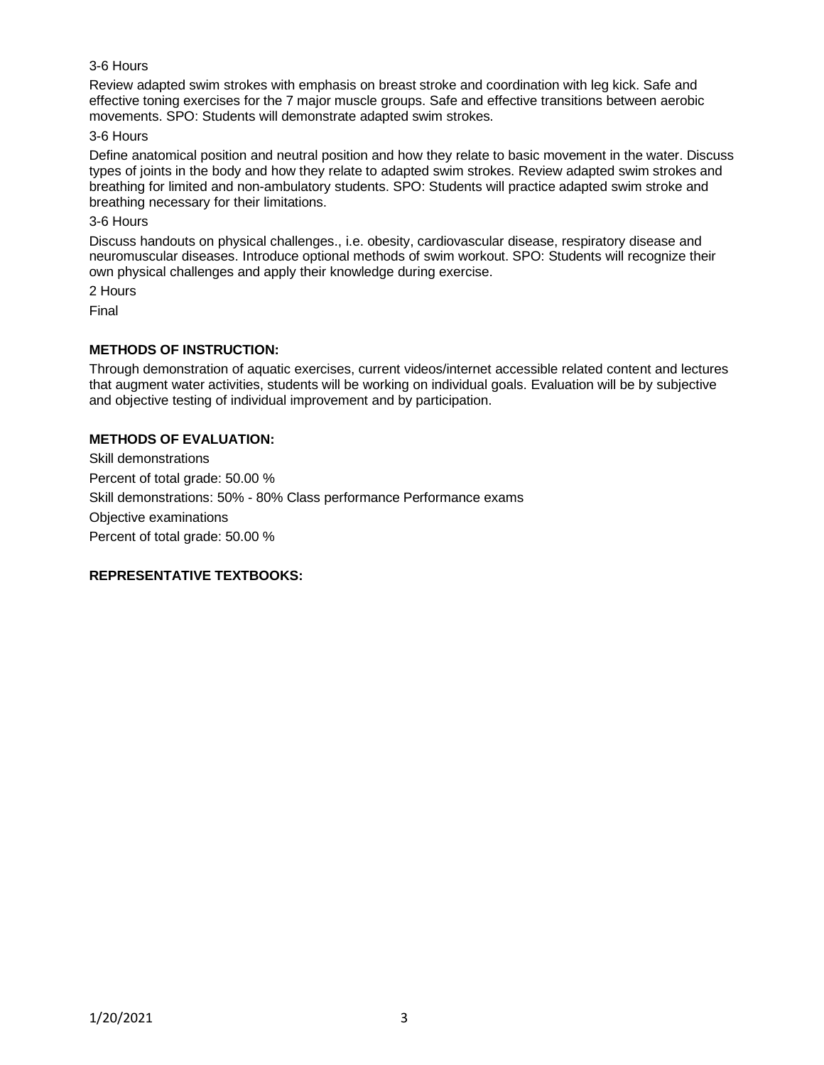3-6 Hours

Review adapted swim strokes with emphasis on breast stroke and coordination with leg kick. Safe and effective toning exercises for the 7 major muscle groups. Safe and effective transitions between aerobic movements. SPO: Students will demonstrate adapted swim strokes.

3-6 Hours

Define anatomical position and neutral position and how they relate to basic movement in the water. Discuss types of joints in the body and how they relate to adapted swim strokes. Review adapted swim strokes and breathing for limited and non-ambulatory students. SPO: Students will practice adapted swim stroke and breathing necessary for their limitations.

3-6 Hours

Discuss handouts on physical challenges., i.e. obesity, cardiovascular disease, respiratory disease and neuromuscular diseases. Introduce optional methods of swim workout. SPO: Students will recognize their own physical challenges and apply their knowledge during exercise.

2 Hours

Final

**METHODS OF INSTRUCTION:**

Through demonstration of aquatic exercises, current videos/internet accessible related content and lectures that augment water activities, students will be working on individual goals. Evaluation will be by subjective and objective testing of individual improvement and by participation.

**METHODS OF EVALUATION:**

Skill demonstrations

Percent of total grade: 50.00 %

Skill demonstrations: 50% - 80% Class performance Performance exams

Objective examinations

Percent of total grade: 50.00 %

**REPRESENTATIVE TEXTBOOKS:**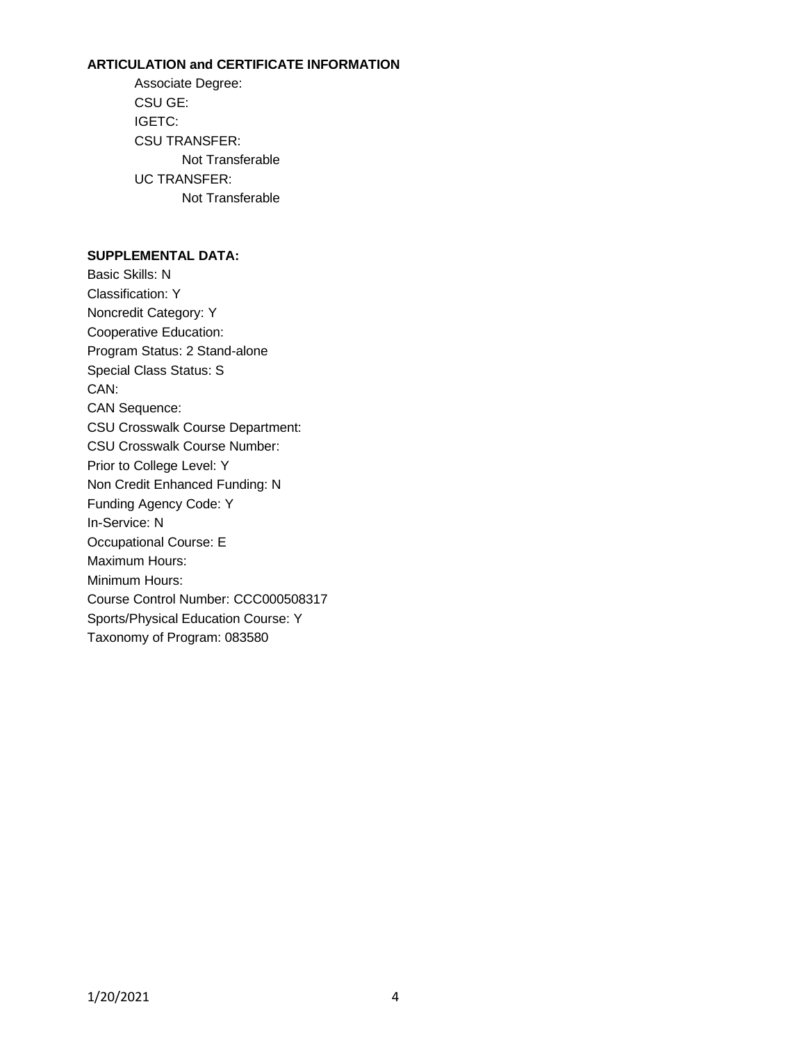**ARTICULATION and CERTIFICATE INFORMATION**

Associate Degree:

CSU GE:

IGETC:

CSU TRANSFER:

Not Transferable

UC TRANSFER:

Not Transferable

**SUPPLEMENTAL DATA:**

Basic Skills: N

Classification: Y

Noncredit Category: Y

Cooperative Education:

Program Status: 2 Stand-alone

Special Class Status: S

CAN:

CAN Sequence:

CSU Crosswalk Course Department:

CSU Crosswalk Course Number:

Prior to College Level: Y

Non Credit Enhanced Funding: N

Funding Agency Code: Y

In-Service: N

Occupational Course: E

Maximum Hours:

Minimum Hours:

Course Control Number: CCC000508317

Sports/Physical Education Course: Y

Taxonomy of Program: 083580